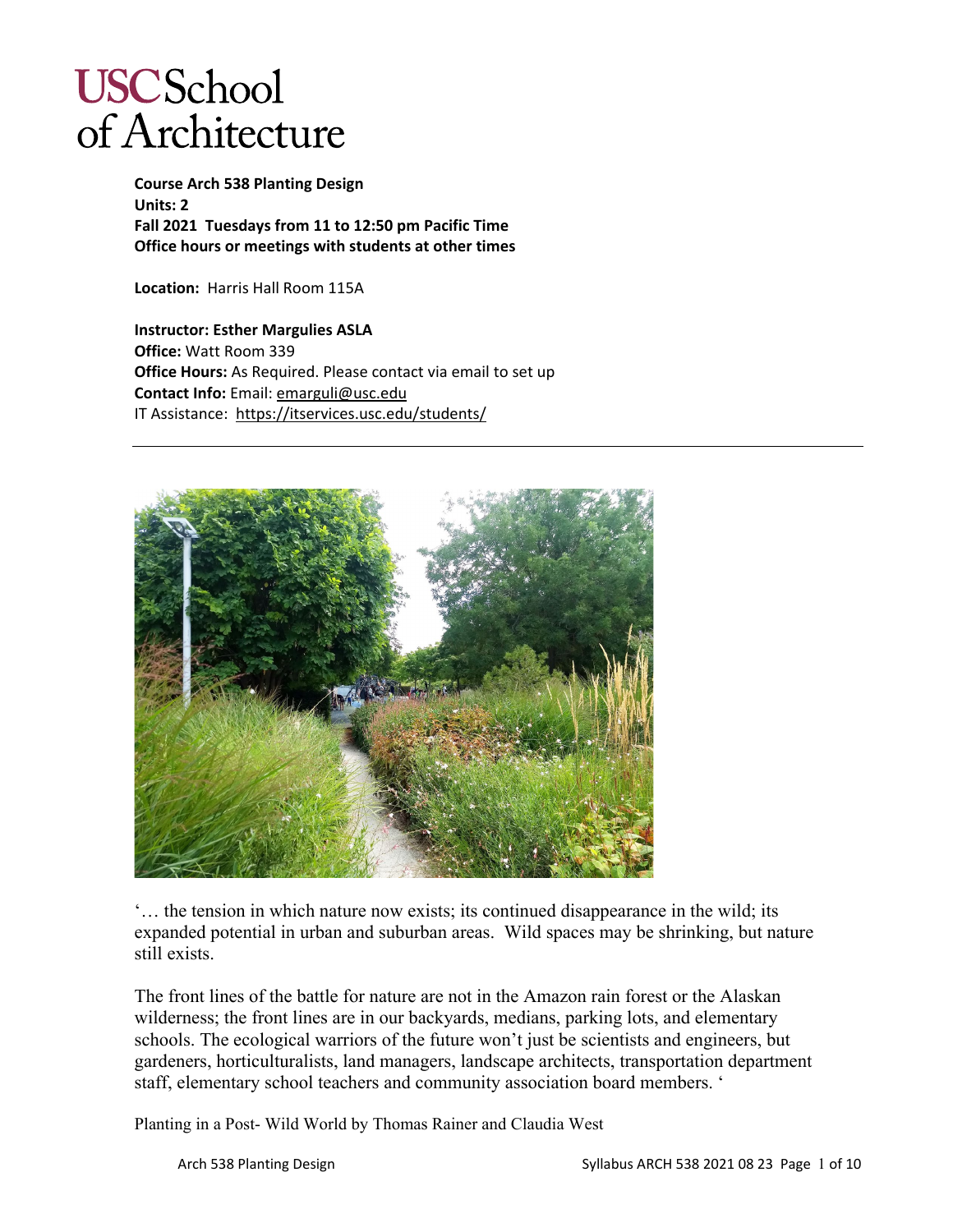# USC School of Architecture

**Course Arch 538 Planting Design**
**Units: 2**
**Fall 2021 Tuesdays from 11 to 12:50 pm Pacific Time**
**Office hours or meetings with students at other times**

**Location:** Harris Hall Room 115A

**Instructor: Esther Margulies ASLA**
**Office:** Watt Room 339
**Office Hours:** As Required. Please contact via email to set up
**Contact Info:** Email: emarguli@usc.edu
IT Assistance: https://itservices.usc.edu/students/

---

'… the tension in which nature now exists; its continued disappearance in the wild; its expanded potential in urban and suburban areas. Wild spaces may be shrinking, but nature still exists.

The front lines of the battle for nature are not in the Amazon rain forest or the Alaskan wilderness; the front lines are in our backyards, medians, parking lots, and elementary schools. The ecological warriors of the future won't just be scientists and engineers, but gardeners, horticulturalists, land managers, landscape architects, transportation department staff, elementary school teachers and community association board members. '

Planting in a Post- Wild World by Thomas Rainer and Claudia West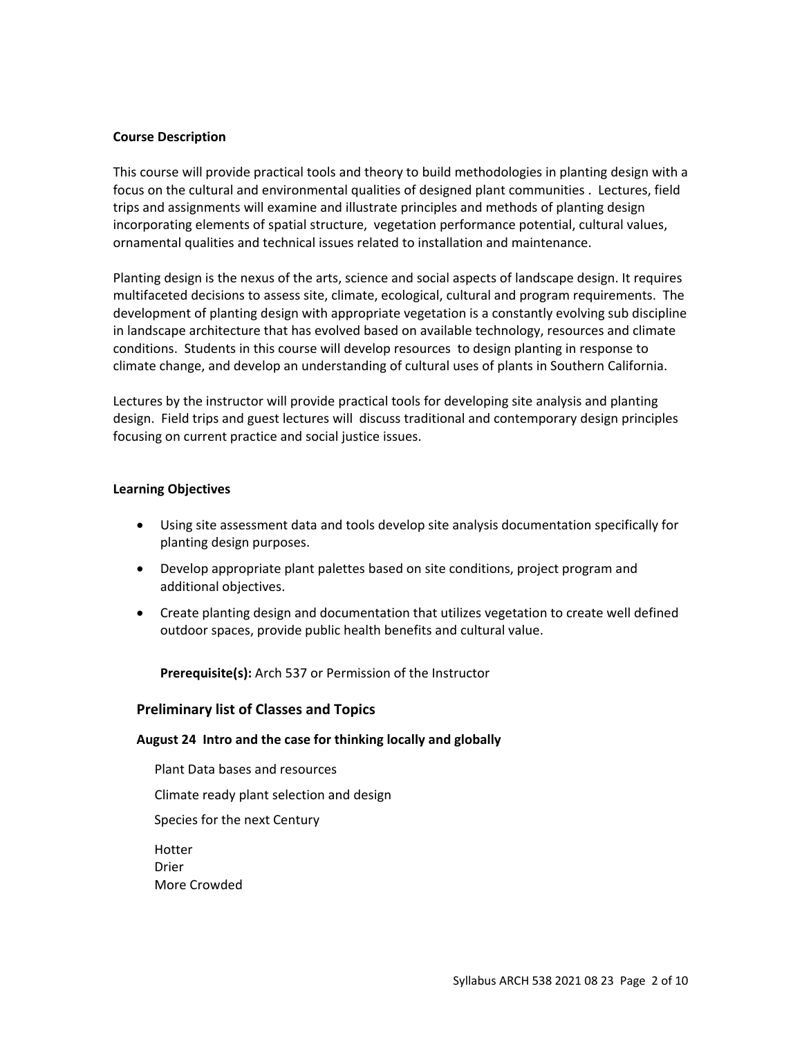**Course Description**

This course will provide practical tools and theory to build methodologies in planting design with a focus on the cultural and environmental qualities of designed plant communities . Lectures, field trips and assignments will examine and illustrate principles and methods of planting design incorporating elements of spatial structure, vegetation performance potential, cultural values, ornamental qualities and technical issues related to installation and maintenance.

Planting design is the nexus of the arts, science and social aspects of landscape design. It requires multifaceted decisions to assess site, climate, ecological, cultural and program requirements. The development of planting design with appropriate vegetation is a constantly evolving sub discipline in landscape architecture that has evolved based on available technology, resources and climate conditions. Students in this course will develop resources to design planting in response to climate change, and develop an understanding of cultural uses of plants in Southern California.

Lectures by the instructor will provide practical tools for developing site analysis and planting design. Field trips and guest lectures will discuss traditional and contemporary design principles focusing on current practice and social justice issues.

**Learning Objectives**

- Using site assessment data and tools develop site analysis documentation specifically for planting design purposes.
- Develop appropriate plant palettes based on site conditions, project program and additional objectives.
- Create planting design and documentation that utilizes vegetation to create well defined outdoor spaces, provide public health benefits and cultural value.

**Prerequisite(s):** Arch 537 or Permission of the Instructor

### Preliminary list of Classes and Topics

**August 24 Intro and the case for thinking locally and globally**

Plant Data bases and resources

Climate ready plant selection and design

Species for the next Century

Hotter
Drier
More Crowded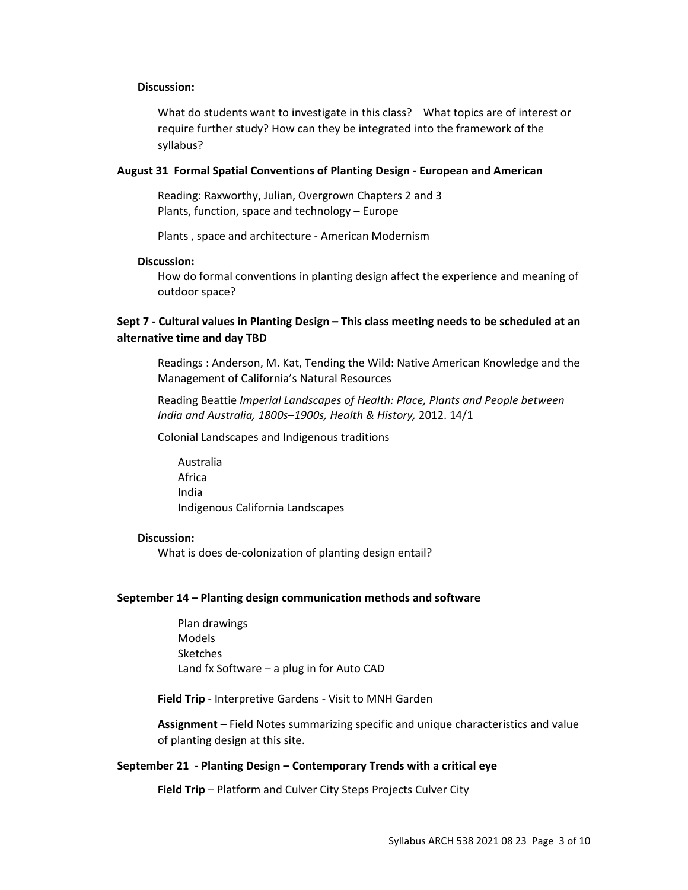**Discussion:**

What do students want to investigate in this class? What topics are of interest or require further study? How can they be integrated into the framework of the syllabus?

**August 31 Formal Spatial Conventions of Planting Design - European and American**

Reading: Raxworthy, Julian, Overgrown Chapters 2 and 3
Plants, function, space and technology – Europe

Plants , space and architecture - American Modernism

**Discussion:**

How do formal conventions in planting design affect the experience and meaning of outdoor space?

**Sept 7 - Cultural values in Planting Design – This class meeting needs to be scheduled at an alternative time and day TBD**

Readings : Anderson, M. Kat, Tending the Wild: Native American Knowledge and the Management of California's Natural Resources

Reading Beattie *Imperial Landscapes of Health: Place, Plants and People between India and Australia, 1800s–1900s, Health & History,* 2012. 14/1

Colonial Landscapes and Indigenous traditions

- Australia
- Africa
- India
- Indigenous California Landscapes

**Discussion:**

What is does de-colonization of planting design entail?

**September 14 – Planting design communication methods and software**

- Plan drawings
- Models
- Sketches
- Land fx Software – a plug in for Auto CAD

**Field Trip** - Interpretive Gardens - Visit to MNH Garden

**Assignment** – Field Notes summarizing specific and unique characteristics and value of planting design at this site.

**September 21 - Planting Design – Contemporary Trends with a critical eye**

**Field Trip** – Platform and Culver City Steps Projects Culver City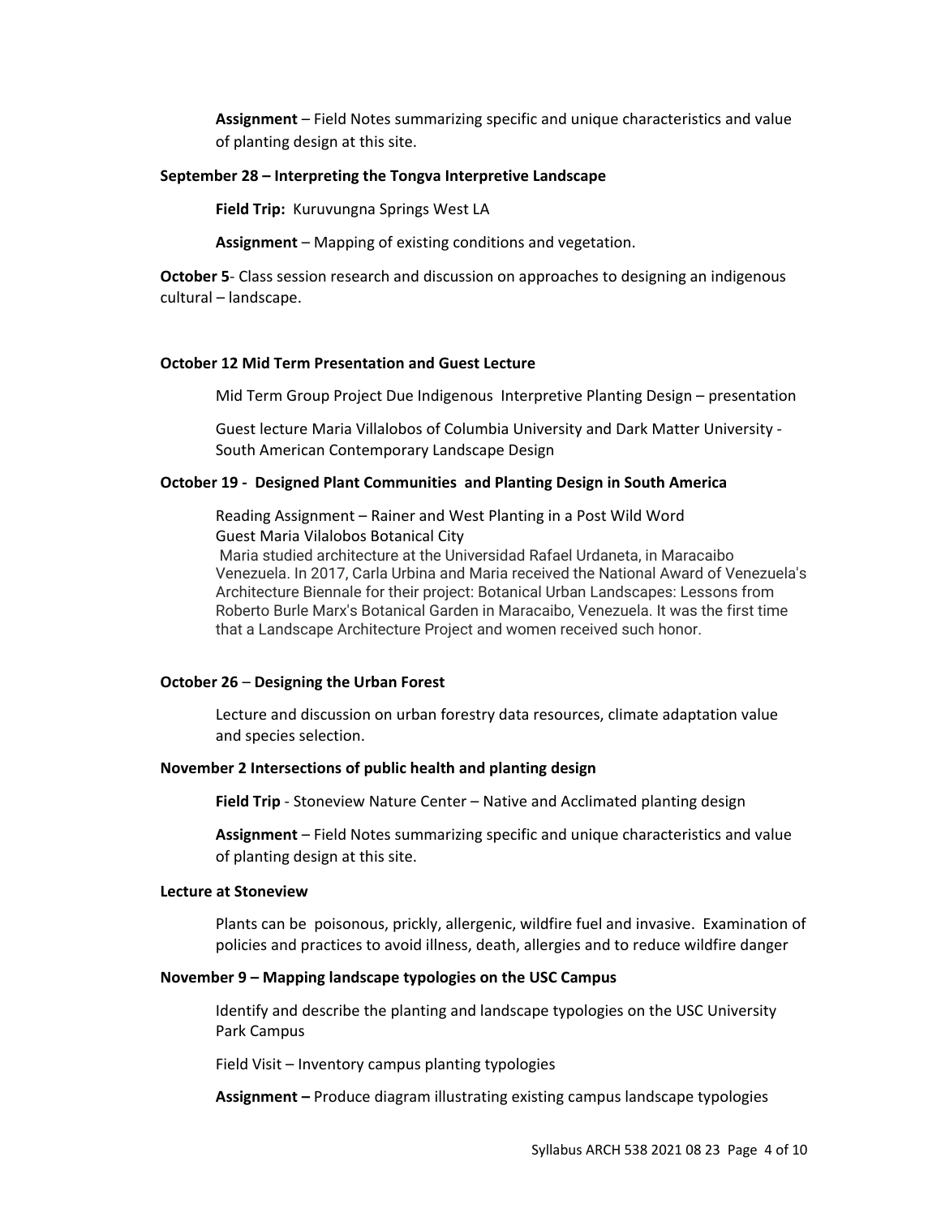**Assignment** – Field Notes summarizing specific and unique characteristics and value of planting design at this site.

**September 28 – Interpreting the Tongva Interpretive Landscape**

**Field Trip:** Kuruvungna Springs West LA

**Assignment** – Mapping of existing conditions and vegetation.

**October 5**- Class session research and discussion on approaches to designing an indigenous cultural – landscape.

**October 12 Mid Term Presentation and Guest Lecture**

Mid Term Group Project Due Indigenous Interpretive Planting Design – presentation

Guest lecture Maria Villalobos of Columbia University and Dark Matter University - South American Contemporary Landscape Design

**October 19 - Designed Plant Communities and Planting Design in South America**

Reading Assignment – Rainer and West Planting in a Post Wild Word
Guest Maria Vilalobos Botanical City
Maria studied architecture at the Universidad Rafael Urdaneta, in Maracaibo Venezuela. In 2017, Carla Urbina and Maria received the National Award of Venezuela's Architecture Biennale for their project: Botanical Urban Landscapes: Lessons from Roberto Burle Marx's Botanical Garden in Maracaibo, Venezuela. It was the first time that a Landscape Architecture Project and women received such honor.

**October 26** – **Designing the Urban Forest**

Lecture and discussion on urban forestry data resources, climate adaptation value and species selection.

**November 2 Intersections of public health and planting design**

**Field Trip** - Stoneview Nature Center – Native and Acclimated planting design

**Assignment** – Field Notes summarizing specific and unique characteristics and value of planting design at this site.

**Lecture at Stoneview**

Plants can be poisonous, prickly, allergenic, wildfire fuel and invasive. Examination of policies and practices to avoid illness, death, allergies and to reduce wildfire danger

**November 9 – Mapping landscape typologies on the USC Campus**

Identify and describe the planting and landscape typologies on the USC University Park Campus

Field Visit – Inventory campus planting typologies

**Assignment –** Produce diagram illustrating existing campus landscape typologies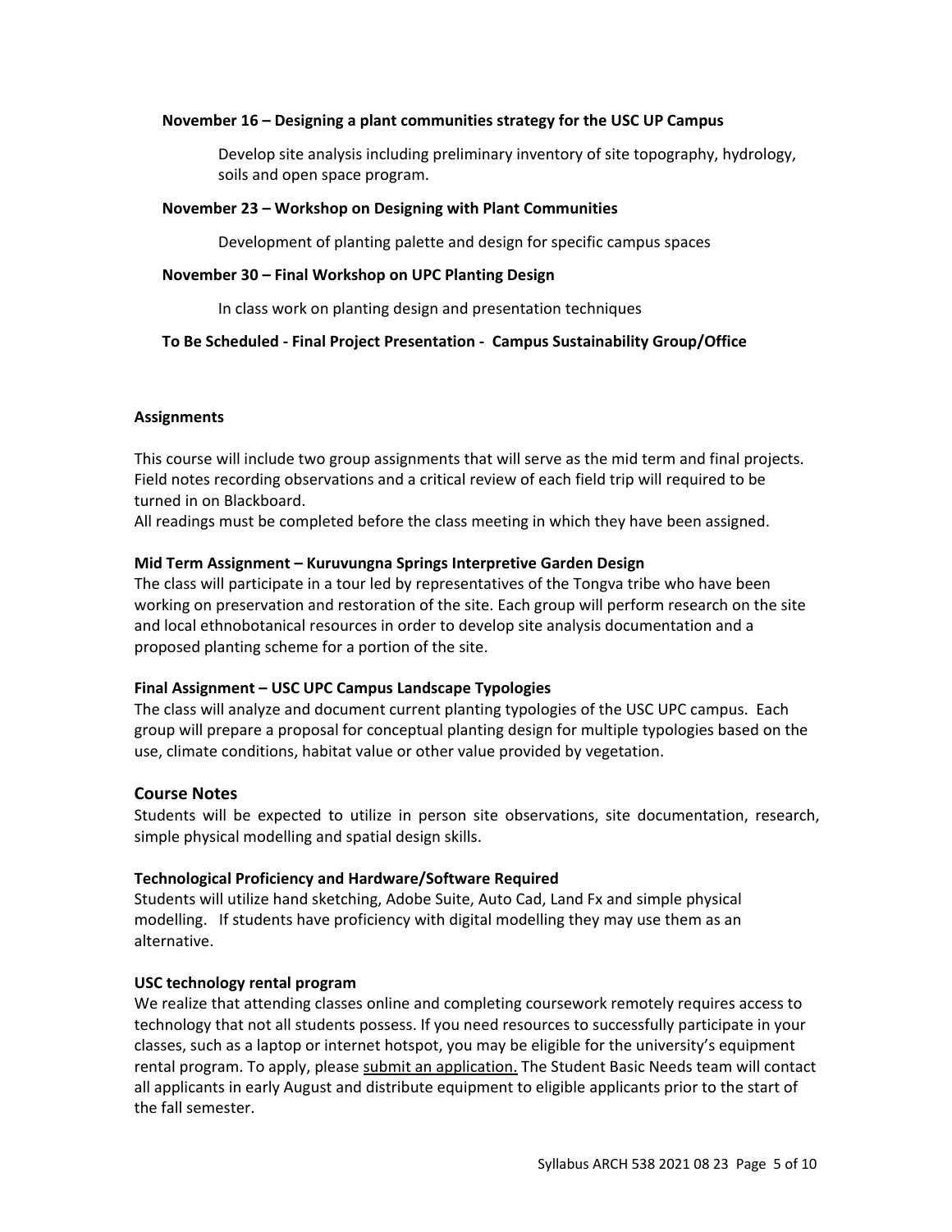**November 16 – Designing a plant communities strategy for the USC UP Campus**

Develop site analysis including preliminary inventory of site topography, hydrology, soils and open space program.

**November 23 – Workshop on Designing with Plant Communities**

Development of planting palette and design for specific campus spaces

**November 30 – Final Workshop on UPC Planting Design**

In class work on planting design and presentation techniques

**To Be Scheduled - Final Project Presentation - Campus Sustainability Group/Office**

**Assignments**

This course will include two group assignments that will serve as the mid term and final projects. Field notes recording observations and a critical review of each field trip will required to be turned in on Blackboard.

All readings must be completed before the class meeting in which they have been assigned.

**Mid Term Assignment – Kuruvungna Springs Interpretive Garden Design**

The class will participate in a tour led by representatives of the Tongva tribe who have been working on preservation and restoration of the site. Each group will perform research on the site and local ethnobotanical resources in order to develop site analysis documentation and a proposed planting scheme for a portion of the site.

**Final Assignment – USC UPC Campus Landscape Typologies**

The class will analyze and document current planting typologies of the USC UPC campus. Each group will prepare a proposal for conceptual planting design for multiple typologies based on the use, climate conditions, habitat value or other value provided by vegetation.

## Course Notes

Students will be expected to utilize in person site observations, site documentation, research, simple physical modelling and spatial design skills.

**Technological Proficiency and Hardware/Software Required**

Students will utilize hand sketching, Adobe Suite, Auto Cad, Land Fx and simple physical modelling. If students have proficiency with digital modelling they may use them as an alternative.

**USC technology rental program**

We realize that attending classes online and completing coursework remotely requires access to technology that not all students possess. If you need resources to successfully participate in your classes, such as a laptop or internet hotspot, you may be eligible for the university's equipment rental program. To apply, please submit an application. The Student Basic Needs team will contact all applicants in early August and distribute equipment to eligible applicants prior to the start of the fall semester.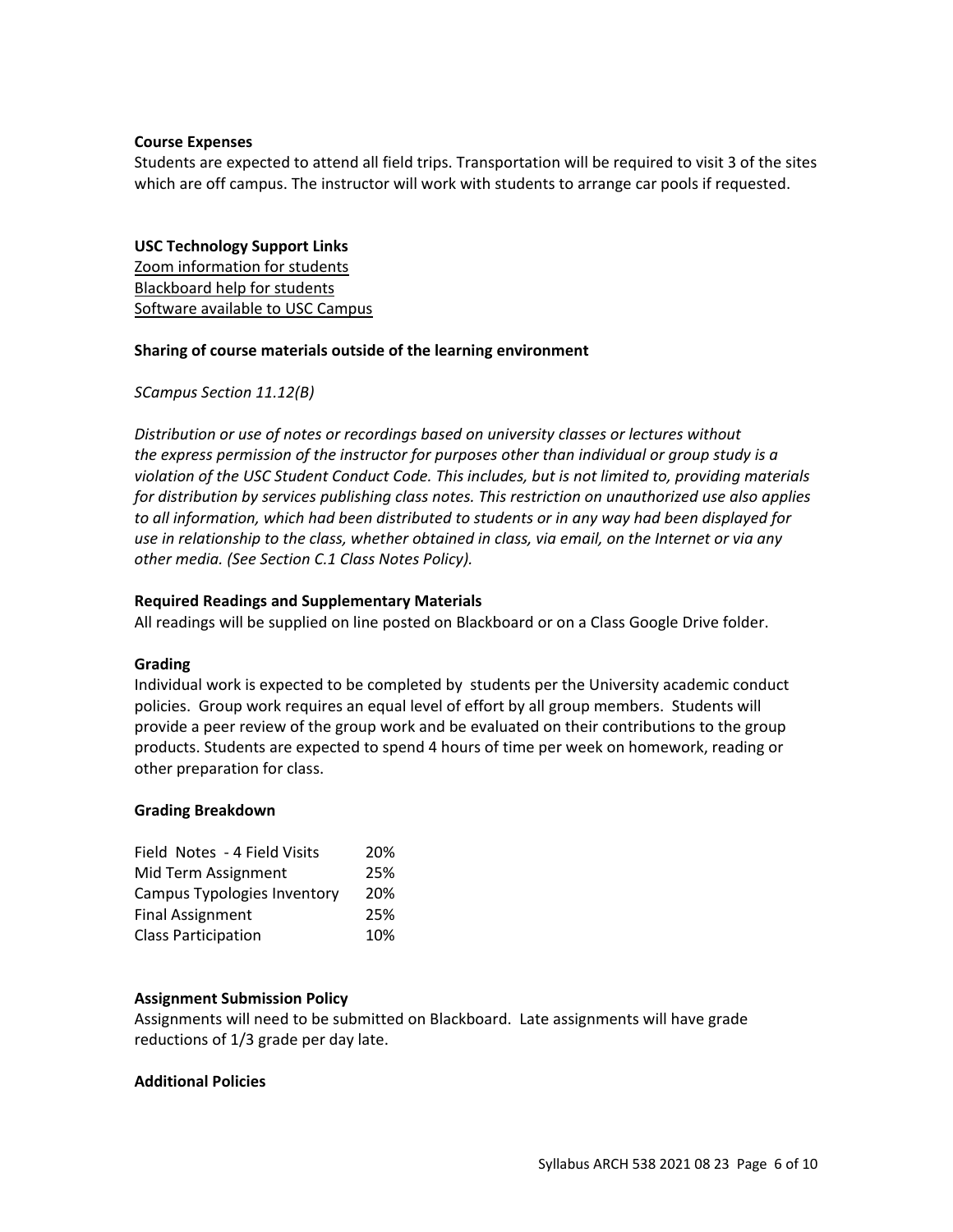**Course Expenses**

Students are expected to attend all field trips. Transportation will be required to visit 3 of the sites which are off campus. The instructor will work with students to arrange car pools if requested.

**USC Technology Support Links**

Zoom information for students
Blackboard help for students
Software available to USC Campus

**Sharing of course materials outside of the learning environment**

*SCampus Section 11.12(B)*

*Distribution or use of notes or recordings based on university classes or lectures without the express permission of the instructor for purposes other than individual or group study is a violation of the USC Student Conduct Code. This includes, but is not limited to, providing materials for distribution by services publishing class notes. This restriction on unauthorized use also applies to all information, which had been distributed to students or in any way had been displayed for use in relationship to the class, whether obtained in class, via email, on the Internet or via any other media. (See Section C.1 Class Notes Policy).*

**Required Readings and Supplementary Materials**

All readings will be supplied on line posted on Blackboard or on a Class Google Drive folder.

**Grading**

Individual work is expected to be completed by students per the University academic conduct policies. Group work requires an equal level of effort by all group members. Students will provide a peer review of the group work and be evaluated on their contributions to the group products. Students are expected to spend 4 hours of time per week on homework, reading or other preparation for class.

**Grading Breakdown**

| | |
|---|---|
| Field Notes - 4 Field Visits | 20% |
| Mid Term Assignment | 25% |
| Campus Typologies Inventory | 20% |
| Final Assignment | 25% |
| Class Participation | 10% |

**Assignment Submission Policy**

Assignments will need to be submitted on Blackboard. Late assignments will have grade reductions of 1/3 grade per day late.

**Additional Policies**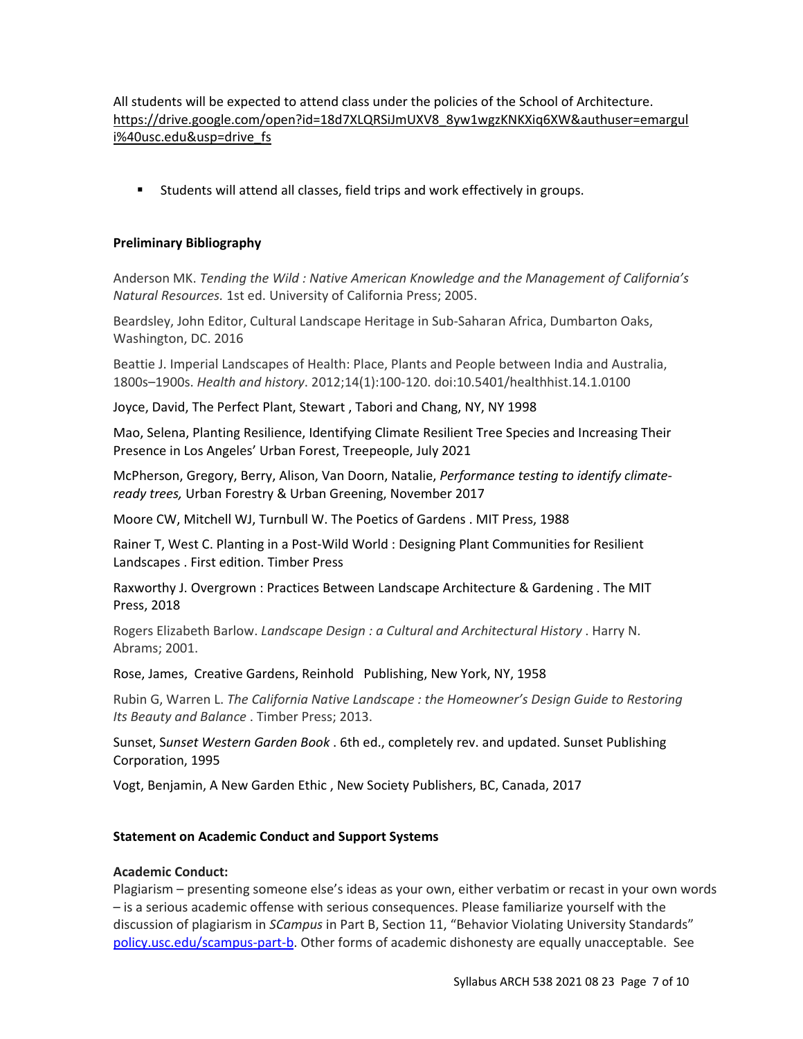All students will be expected to attend class under the policies of the School of Architecture. https://drive.google.com/open?id=18d7XLQRSiJmUXV8_8yw1wgzKNKXiq6XW&authuser=emarguli%40usc.edu&usp=drive_fs

- Students will attend all classes, field trips and work effectively in groups.

**Preliminary Bibliography**

Anderson MK. *Tending the Wild : Native American Knowledge and the Management of California's Natural Resources.* 1st ed. University of California Press; 2005.

Beardsley, John Editor, Cultural Landscape Heritage in Sub-Saharan Africa, Dumbarton Oaks, Washington, DC. 2016

Beattie J. Imperial Landscapes of Health: Place, Plants and People between India and Australia, 1800s–1900s. *Health and history*. 2012;14(1):100-120. doi:10.5401/healthhist.14.1.0100

Joyce, David, The Perfect Plant, Stewart , Tabori and Chang, NY, NY 1998

Mao, Selena, Planting Resilience, Identifying Climate Resilient Tree Species and Increasing Their Presence in Los Angeles' Urban Forest, Treepeople, July 2021

McPherson, Gregory, Berry, Alison, Van Doorn, Natalie, *Performance testing to identify climate-ready trees,* Urban Forestry & Urban Greening, November 2017

Moore CW, Mitchell WJ, Turnbull W. The Poetics of Gardens . MIT Press, 1988

Rainer T, West C. Planting in a Post-Wild World : Designing Plant Communities for Resilient Landscapes . First edition. Timber Press

Raxworthy J. Overgrown : Practices Between Landscape Architecture & Gardening . The MIT Press, 2018

Rogers Elizabeth Barlow. *Landscape Design : a Cultural and Architectural History* . Harry N. Abrams; 2001.

Rose, James, Creative Gardens, Reinhold Publishing, New York, NY, 1958

Rubin G, Warren L. *The California Native Landscape : the Homeowner's Design Guide to Restoring Its Beauty and Balance* . Timber Press; 2013.

Sunset, S*unset Western Garden Book* . 6th ed., completely rev. and updated. Sunset Publishing Corporation, 1995

Vogt, Benjamin, A New Garden Ethic , New Society Publishers, BC, Canada, 2017

**Statement on Academic Conduct and Support Systems**

**Academic Conduct:**

Plagiarism – presenting someone else's ideas as your own, either verbatim or recast in your own words – is a serious academic offense with serious consequences. Please familiarize yourself with the discussion of plagiarism in *SCampus* in Part B, Section 11, "Behavior Violating University Standards" policy.usc.edu/scampus-part-b. Other forms of academic dishonesty are equally unacceptable. See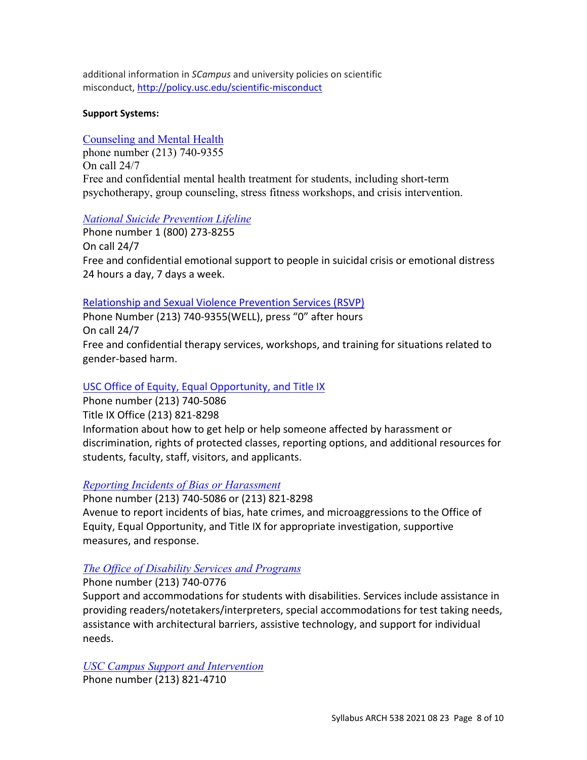additional information in *SCampus* and university policies on scientific misconduct, http://policy.usc.edu/scientific-misconduct

**Support Systems:**

Counseling and Mental Health
phone number (213) 740-9355
On call 24/7
Free and confidential mental health treatment for students, including short-term psychotherapy, group counseling, stress fitness workshops, and crisis intervention.

*National Suicide Prevention Lifeline*
Phone number 1 (800) 273-8255
On call 24/7
Free and confidential emotional support to people in suicidal crisis or emotional distress 24 hours a day, 7 days a week.

Relationship and Sexual Violence Prevention Services (RSVP)
Phone Number (213) 740-9355(WELL), press "0" after hours
On call 24/7
Free and confidential therapy services, workshops, and training for situations related to gender-based harm.

USC Office of Equity, Equal Opportunity, and Title IX
Phone number (213) 740-5086
Title IX Office (213) 821-8298
Information about how to get help or help someone affected by harassment or discrimination, rights of protected classes, reporting options, and additional resources for students, faculty, staff, visitors, and applicants.

*Reporting Incidents of Bias or Harassment*
Phone number (213) 740-5086 or (213) 821-8298
Avenue to report incidents of bias, hate crimes, and microaggressions to the Office of Equity, Equal Opportunity, and Title IX for appropriate investigation, supportive measures, and response.

*The Office of Disability Services and Programs*
Phone number (213) 740-0776
Support and accommodations for students with disabilities. Services include assistance in providing readers/notetakers/interpreters, special accommodations for test taking needs, assistance with architectural barriers, assistive technology, and support for individual needs.

*USC Campus Support and Intervention*
Phone number (213) 821-4710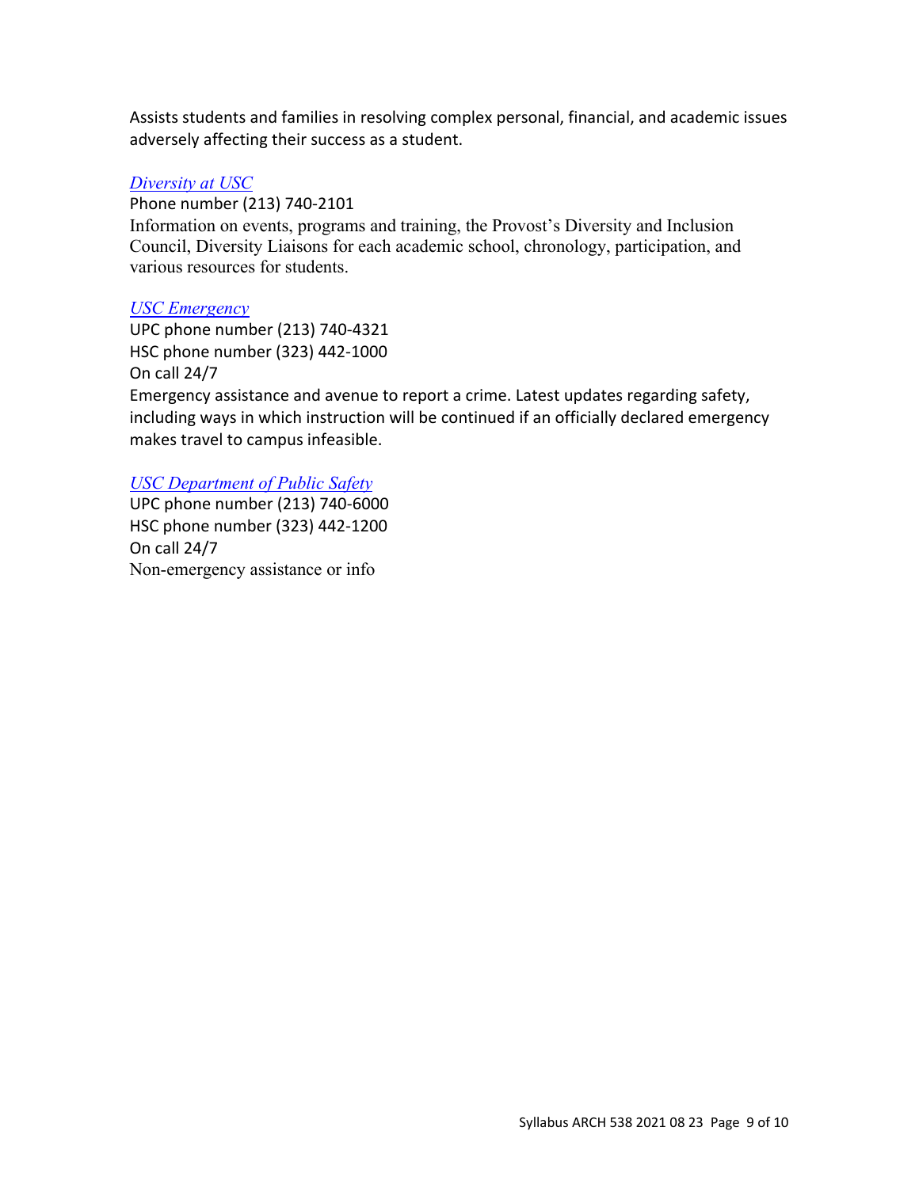Assists students and families in resolving complex personal, financial, and academic issues adversely affecting their success as a student.

*Diversity at USC*
Phone number (213) 740-2101
Information on events, programs and training, the Provost's Diversity and Inclusion Council, Diversity Liaisons for each academic school, chronology, participation, and various resources for students.

*USC Emergency*
UPC phone number (213) 740-4321
HSC phone number (323) 442-1000
On call 24/7
Emergency assistance and avenue to report a crime. Latest updates regarding safety, including ways in which instruction will be continued if an officially declared emergency makes travel to campus infeasible.

*USC Department of Public Safety*
UPC phone number (213) 740-6000
HSC phone number (323) 442-1200
On call 24/7
Non-emergency assistance or info